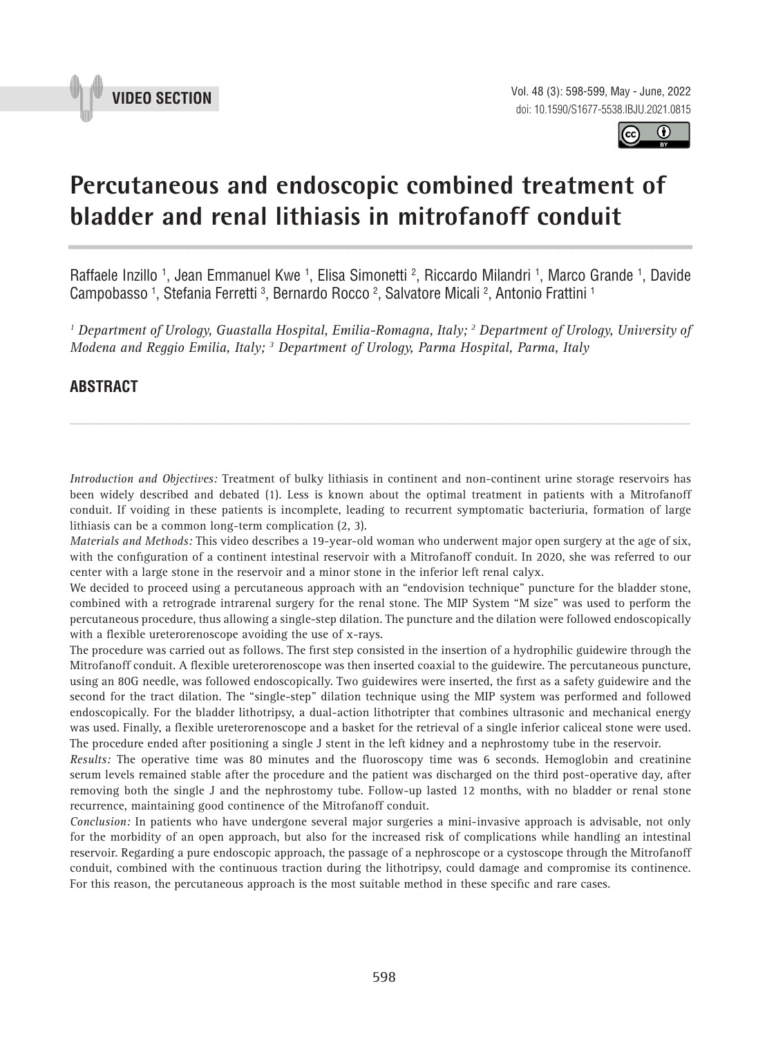**VIDEO SECTION**

doi: 10.1590/S1677-5538.IBJU.2021.0815

# Percutaneous and endoscopic combined treatment of bladder and renal lithiasis in mitrofanoff conduit

Raffaele Inzillo [1], Jean Emmanuel Kwe [1], Elisa Simonetti [2], Riccardo Milandri [1], Marco Grande [1], Davide Campobasso [1], Stefania Ferretti [3], Bernardo Rocco [2], Salvatore Micali [2], Antonio Frattini [1]

*[1] Department of Urology, Guastalla Hospital, Emilia-Romagna, Italy; [2] Department of Urology, University of Modena and Reggio Emilia, Italy; [3] Department of Urology, Parma Hospital, Parma, Italy*

## ABSTRACT

*Introduction and Objectives:* Treatment of bulky lithiasis in continent and non-continent urine storage reservoirs has been widely described and debated (1). Less is known about the optimal treatment in patients with a Mitrofanoff conduit. If voiding in these patients is incomplete, leading to recurrent symptomatic bacteriuria, formation of large lithiasis can be a common long-term complication (2, 3).

*Materials and Methods:* This video describes a 19-year-old woman who underwent major open surgery at the age of six, with the configuration of a continent intestinal reservoir with a Mitrofanoff conduit. In 2020, she was referred to our center with a large stone in the reservoir and a minor stone in the inferior left renal calyx.

We decided to proceed using a percutaneous approach with an "endovision technique" puncture for the bladder stone, combined with a retrograde intrarenal surgery for the renal stone. The MIP System "M size" was used to perform the percutaneous procedure, thus allowing a single-step dilation. The puncture and the dilation were followed endoscopically with a flexible ureterorenoscope avoiding the use of x-rays.

The procedure was carried out as follows. The first step consisted in the insertion of a hydrophilic guidewire through the Mitrofanoff conduit. A flexible ureterorenoscope was then inserted coaxial to the guidewire. The percutaneous puncture, using an 80G needle, was followed endoscopically. Two guidewires were inserted, the first as a safety guidewire and the second for the tract dilation. The "single-step" dilation technique using the MIP system was performed and followed endoscopically. For the bladder lithotripsy, a dual-action lithotripter that combines ultrasonic and mechanical energy was used. Finally, a flexible ureterorenoscope and a basket for the retrieval of a single inferior caliceal stone were used. The procedure ended after positioning a single J stent in the left kidney and a nephrostomy tube in the reservoir.

*Results:* The operative time was 80 minutes and the fluoroscopy time was 6 seconds. Hemoglobin and creatinine serum levels remained stable after the procedure and the patient was discharged on the third post-operative day, after removing both the single J and the nephrostomy tube. Follow-up lasted 12 months, with no bladder or renal stone recurrence, maintaining good continence of the Mitrofanoff conduit.

*Conclusion:* In patients who have undergone several major surgeries a mini-invasive approach is advisable, not only for the morbidity of an open approach, but also for the increased risk of complications while handling an intestinal reservoir. Regarding a pure endoscopic approach, the passage of a nephroscope or a cystoscope through the Mitrofanoff conduit, combined with the continuous traction during the lithotripsy, could damage and compromise its continence. For this reason, the percutaneous approach is the most suitable method in these specific and rare cases.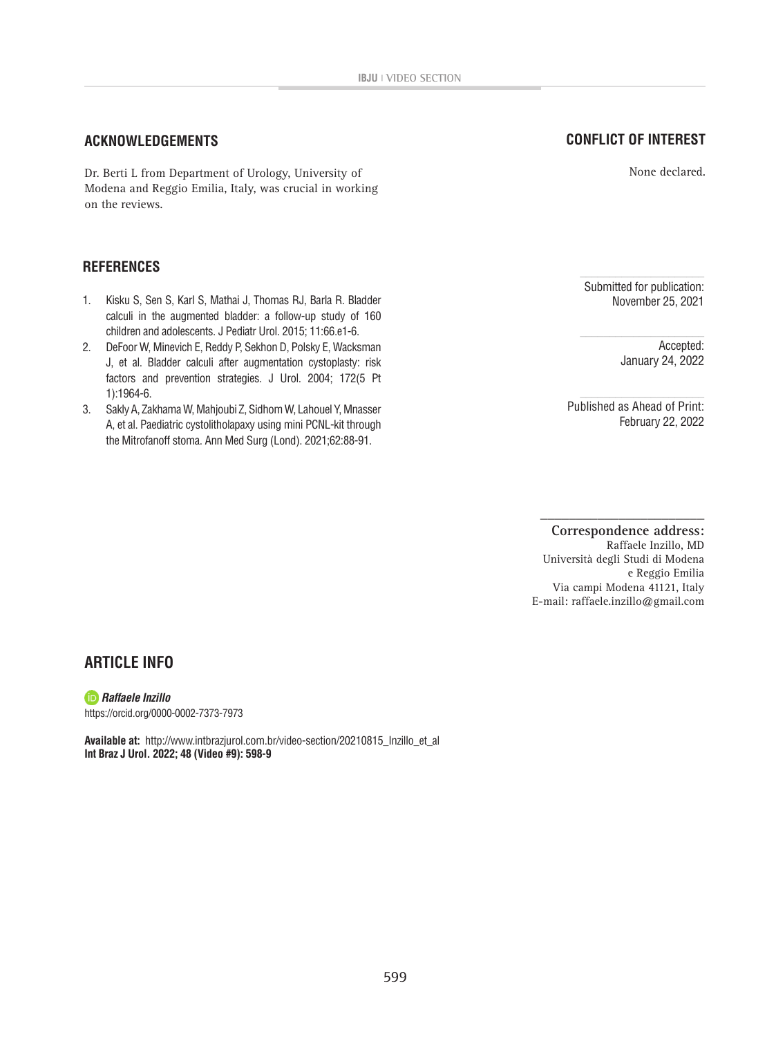## ACKNOWLEDGEMENTS

Dr. Berti L from Department of Urology, University of Modena and Reggio Emilia, Italy, was crucial in working on the reviews.

## CONFLICT OF INTEREST

None declared.

## REFERENCES

1. Kisku S, Sen S, Karl S, Mathai J, Thomas RJ, Barla R. Bladder calculi in the augmented bladder: a follow-up study of 160 children and adolescents. J Pediatr Urol. 2015; 11:66.e1-6.
2. DeFoor W, Minevich E, Reddy P, Sekhon D, Polsky E, Wacksman J, et al. Bladder calculi after augmentation cystoplasty: risk factors and prevention strategies. J Urol. 2004; 172(5 Pt 1):1964-6.
3. Sakly A, Zakhama W, Mahjoubi Z, Sidhom W, Lahouel Y, Mnasser A, et al. Paediatric cystolitholapaxy using mini PCNL-kit through the Mitrofanoff stoma. Ann Med Surg (Lond). 2021;62:88-91.

Submitted for publication:
November 25, 2021

Accepted:
January 24, 2022

Published as Ahead of Print:
February 22, 2022

**Correspondence address:**
Raffaele Inzillo, MD
Università degli Studi di Modena e Reggio Emilia
Via campi Modena 41121, Italy
E-mail: raffaele.inzillo@gmail.com

## ARTICLE INFO

***Raffaele Inzillo***
https://orcid.org/0000-0002-7373-7973

**Available at:** http://www.intbrazjurol.com.br/video-section/20210815_Inzillo_et_al
**Int Braz J Urol. 2022; 48 (Video #9): 598-9**